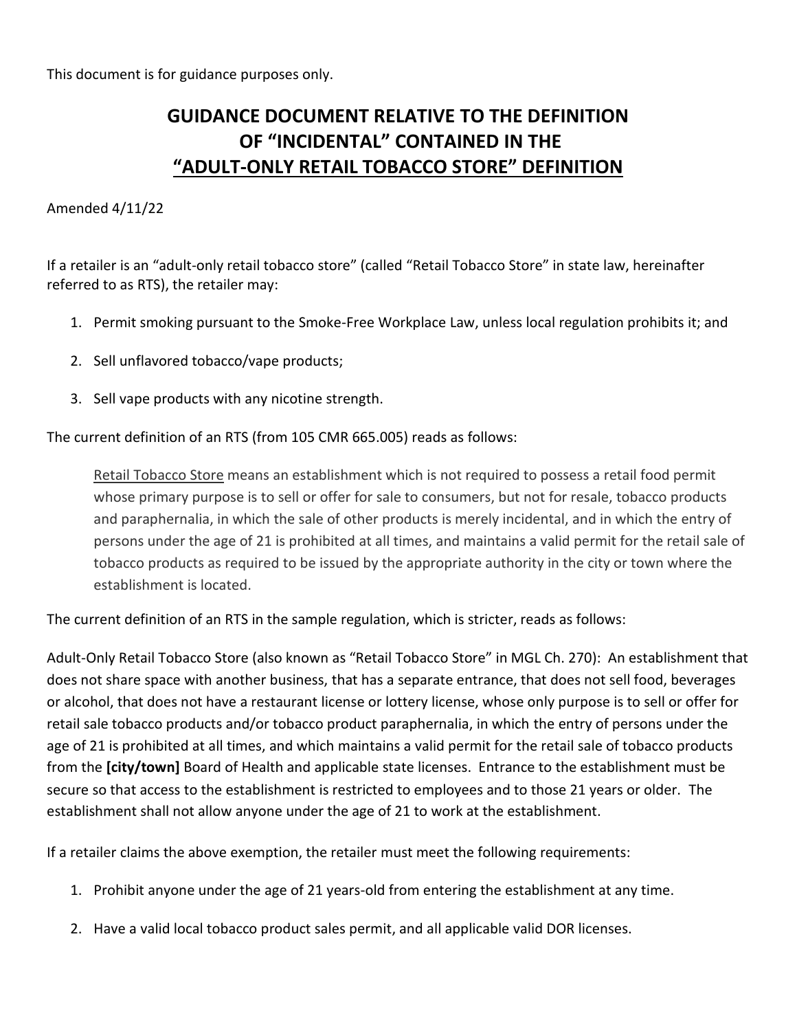This document is for guidance purposes only.

# GUIDANCE DOCUMENT RELATIVE TO THE DEFINITION OF "INCIDENTAL" CONTAINED IN THE "ADULT-ONLY RETAIL TOBACCO STORE" DEFINITION

Amended 4/11/22

If a retailer is an "adult-only retail tobacco store" (called "Retail Tobacco Store" in state law, hereinafter referred to as RTS), the retailer may:

1. Permit smoking pursuant to the Smoke-Free Workplace Law, unless local regulation prohibits it; and
2. Sell unflavored tobacco/vape products;
3. Sell vape products with any nicotine strength.

The current definition of an RTS (from 105 CMR 665.005) reads as follows:

> Retail Tobacco Store means an establishment which is not required to possess a retail food permit whose primary purpose is to sell or offer for sale to consumers, but not for resale, tobacco products and paraphernalia, in which the sale of other products is merely incidental, and in which the entry of persons under the age of 21 is prohibited at all times, and maintains a valid permit for the retail sale of tobacco products as required to be issued by the appropriate authority in the city or town where the establishment is located.

The current definition of an RTS in the sample regulation, which is stricter, reads as follows:

Adult-Only Retail Tobacco Store (also known as "Retail Tobacco Store" in MGL Ch. 270): An establishment that does not share space with another business, that has a separate entrance, that does not sell food, beverages or alcohol, that does not have a restaurant license or lottery license, whose only purpose is to sell or offer for retail sale tobacco products and/or tobacco product paraphernalia, in which the entry of persons under the age of 21 is prohibited at all times, and which maintains a valid permit for the retail sale of tobacco products from the **[city/town]** Board of Health and applicable state licenses. Entrance to the establishment must be secure so that access to the establishment is restricted to employees and to those 21 years or older. The establishment shall not allow anyone under the age of 21 to work at the establishment.

If a retailer claims the above exemption, the retailer must meet the following requirements:

1. Prohibit anyone under the age of 21 years-old from entering the establishment at any time.
2. Have a valid local tobacco product sales permit, and all applicable valid DOR licenses.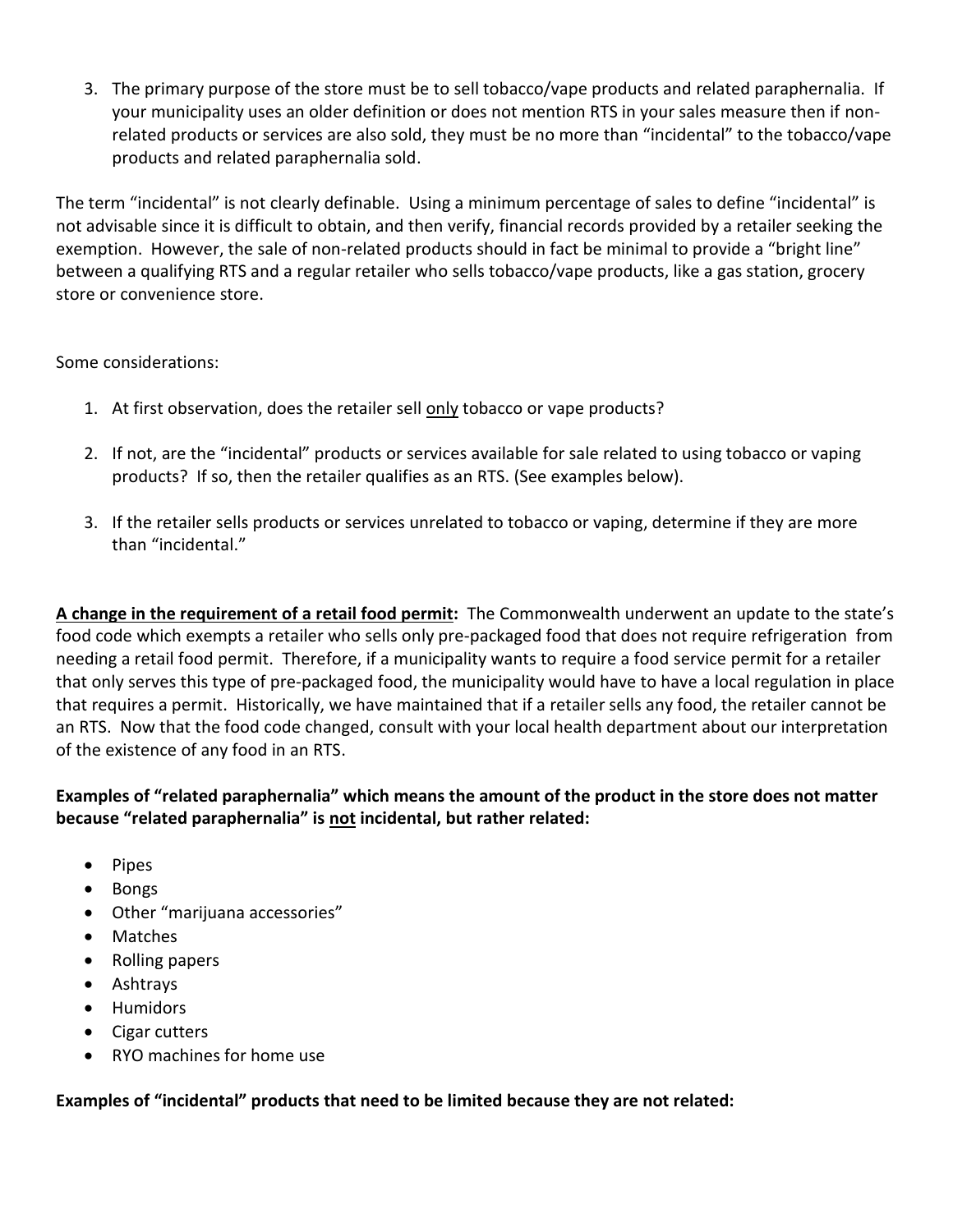3. The primary purpose of the store must be to sell tobacco/vape products and related paraphernalia. If your municipality uses an older definition or does not mention RTS in your sales measure then if non-related products or services are also sold, they must be no more than "incidental" to the tobacco/vape products and related paraphernalia sold.

The term "incidental" is not clearly definable. Using a minimum percentage of sales to define "incidental" is not advisable since it is difficult to obtain, and then verify, financial records provided by a retailer seeking the exemption. However, the sale of non-related products should in fact be minimal to provide a "bright line" between a qualifying RTS and a regular retailer who sells tobacco/vape products, like a gas station, grocery store or convenience store.

Some considerations:

1. At first observation, does the retailer sell only tobacco or vape products?
2. If not, are the "incidental" products or services available for sale related to using tobacco or vaping products? If so, then the retailer qualifies as an RTS. (See examples below).
3. If the retailer sells products or services unrelated to tobacco or vaping, determine if they are more than "incidental."

**A change in the requirement of a retail food permit:** The Commonwealth underwent an update to the state's food code which exempts a retailer who sells only pre-packaged food that does not require refrigeration from needing a retail food permit. Therefore, if a municipality wants to require a food service permit for a retailer that only serves this type of pre-packaged food, the municipality would have to have a local regulation in place that requires a permit. Historically, we have maintained that if a retailer sells any food, the retailer cannot be an RTS. Now that the food code changed, consult with your local health department about our interpretation of the existence of any food in an RTS.

**Examples of "related paraphernalia" which means the amount of the product in the store does not matter because "related paraphernalia" is not incidental, but rather related:**

- Pipes
- Bongs
- Other "marijuana accessories"
- Matches
- Rolling papers
- Ashtrays
- Humidors
- Cigar cutters
- RYO machines for home use

**Examples of "incidental" products that need to be limited because they are not related:**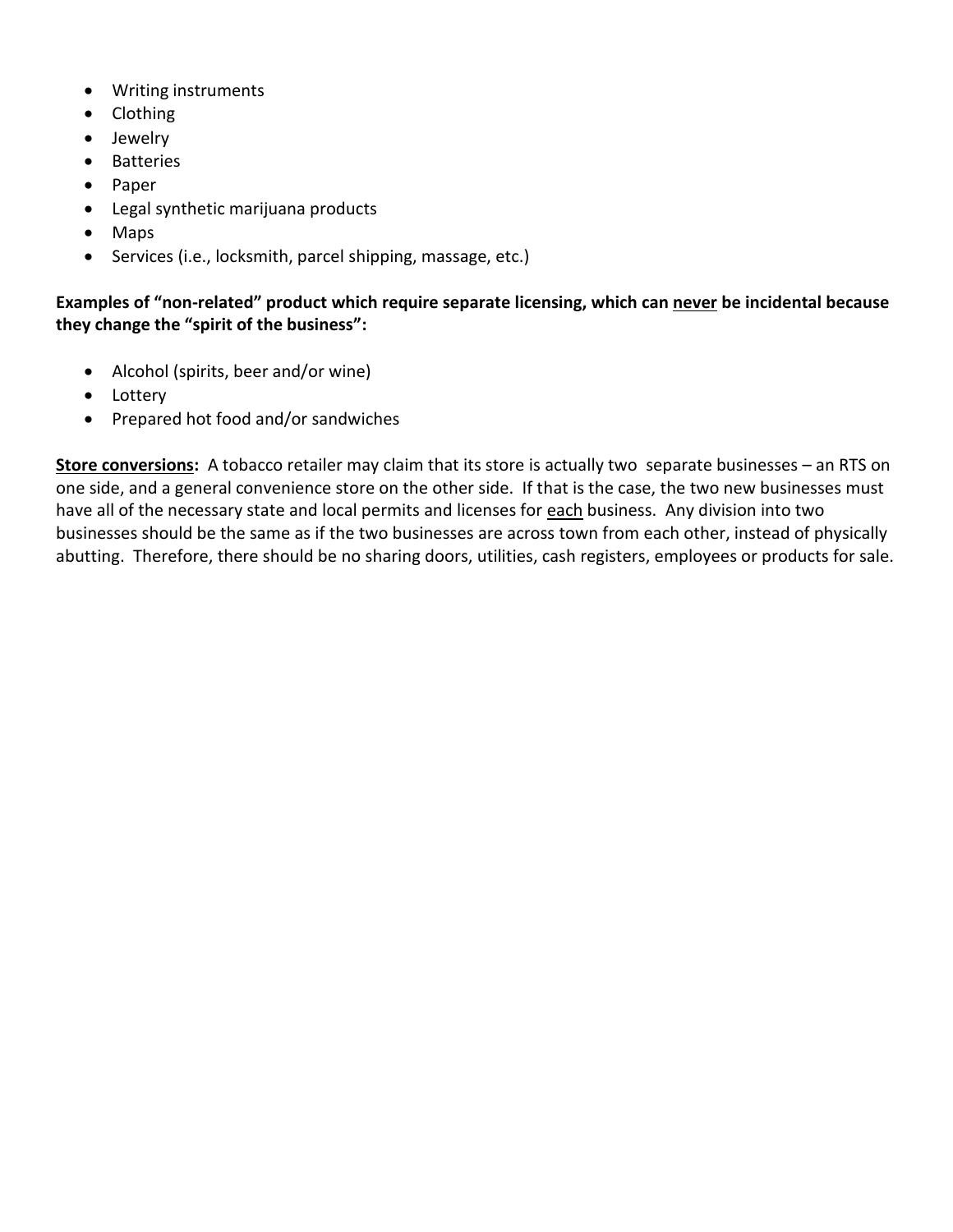- Writing instruments
- Clothing
- Jewelry
- Batteries
- Paper
- Legal synthetic marijuana products
- Maps
- Services (i.e., locksmith, parcel shipping, massage, etc.)

**Examples of "non-related" product which require separate licensing, which can never be incidental because they change the "spirit of the business":**

- Alcohol (spirits, beer and/or wine)
- Lottery
- Prepared hot food and/or sandwiches

**Store conversions:** A tobacco retailer may claim that its store is actually two separate businesses – an RTS on one side, and a general convenience store on the other side. If that is the case, the two new businesses must have all of the necessary state and local permits and licenses for each business. Any division into two businesses should be the same as if the two businesses are across town from each other, instead of physically abutting. Therefore, there should be no sharing doors, utilities, cash registers, employees or products for sale.